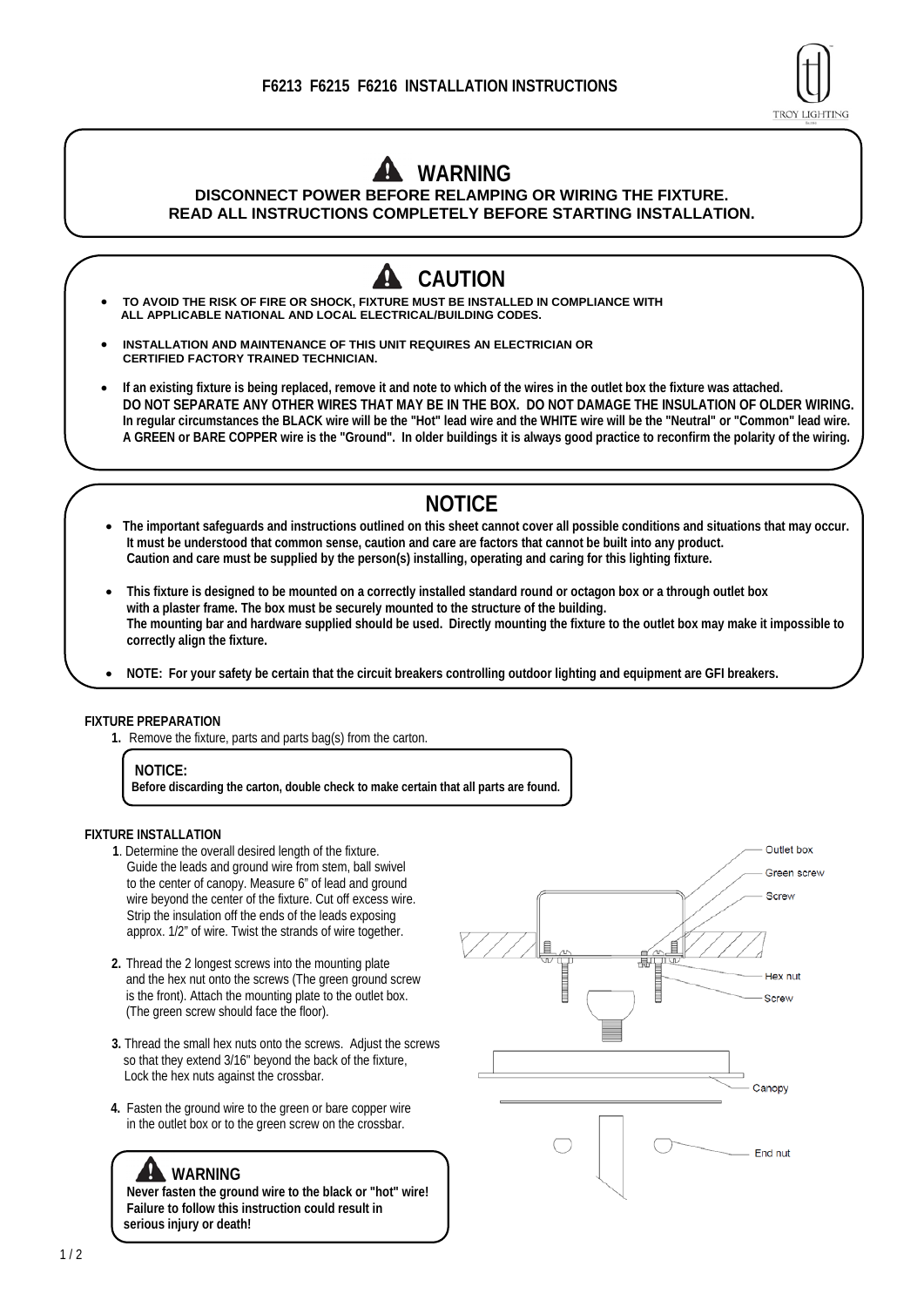# F6213 F6215 F6216 INSTALLATION INSTRUCTIONS

TROY LIGHTING

## WARNING

**DISCONNECT POWER BEFORE RELAMPING OR WIRING THE FIXTURE.**
**READ ALL INSTRUCTIONS COMPLETELY BEFORE STARTING INSTALLATION.**

## CAUTION

- **TO AVOID THE RISK OF FIRE OR SHOCK, FIXTURE MUST BE INSTALLED IN COMPLIANCE WITH ALL APPLICABLE NATIONAL AND LOCAL ELECTRICAL/BUILDING CODES.**
- **INSTALLATION AND MAINTENANCE OF THIS UNIT REQUIRES AN ELECTRICIAN OR CERTIFIED FACTORY TRAINED TECHNICIAN.**
- **If an existing fixture is being replaced, remove it and note to which of the wires in the outlet box the fixture was attached. DO NOT SEPARATE ANY OTHER WIRES THAT MAY BE IN THE BOX. DO NOT DAMAGE THE INSULATION OF OLDER WIRING. In regular circumstances the BLACK wire will be the "Hot" lead wire and the WHITE wire will be the "Neutral" or "Common" lead wire. A GREEN or BARE COPPER wire is the "Ground". In older buildings it is always good practice to reconfirm the polarity of the wiring.**

## NOTICE

- **The important safeguards and instructions outlined on this sheet cannot cover all possible conditions and situations that may occur. It must be understood that common sense, caution and care are factors that cannot be built into any product. Caution and care must be supplied by the person(s) installing, operating and caring for this lighting fixture.**
- **This fixture is designed to be mounted on a correctly installed standard round or octagon box or a through outlet box with a plaster frame. The box must be securely mounted to the structure of the building. The mounting bar and hardware supplied should be used. Directly mounting the fixture to the outlet box may make it impossible to correctly align the fixture.**
- **NOTE: For your safety be certain that the circuit breakers controlling outdoor lighting and equipment are GFI breakers.**

### FIXTURE PREPARATION

1. Remove the fixture, parts and parts bag(s) from the carton.

**NOTICE:**
**Before discarding the carton, double check to make certain that all parts are found.**

### FIXTURE INSTALLATION

1. Determine the overall desired length of the fixture. Guide the leads and ground wire from stem, ball swivel to the center of canopy. Measure 6" of lead and ground wire beyond the center of the fixture. Cut off excess wire. Strip the insulation off the ends of the leads exposing approx. 1/2" of wire. Twist the strands of wire together.
2. Thread the 2 longest screws into the mounting plate and the hex nut onto the screws (The green ground screw is the front). Attach the mounting plate to the outlet box. (The green screw should face the floor).
3. Thread the small hex nuts onto the screws. Adjust the screws so that they extend 3/16" beyond the back of the fixture, Lock the hex nuts against the crossbar.
4. Fasten the ground wire to the green or bare copper wire in the outlet box or to the green screw on the crossbar.

Outlet box
Green screw
Screw
Hex nut
Screw
Canopy
End nut

**WARNING**
**Never fasten the ground wire to the black or "hot" wire! Failure to follow this instruction could result in serious injury or death!**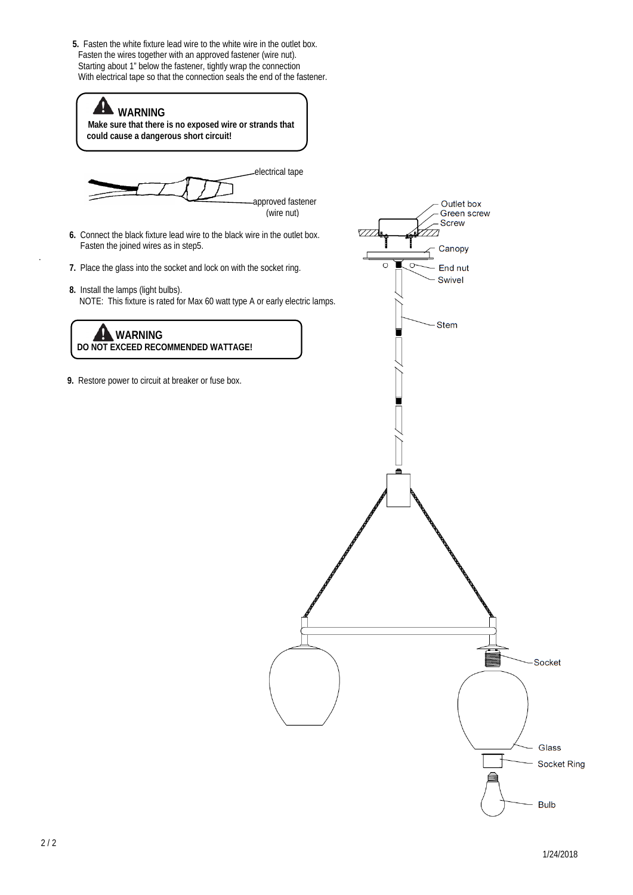**5.** Fasten the white fixture lead wire to the white wire in the outlet box. Fasten the wires together with an approved fastener (wire nut). Starting about 1" below the fastener, tightly wrap the connection With electrical tape so that the connection seals the end of the fastener.

> **WARNING**
> **Make sure that there is no exposed wire or strands that could cause a dangerous short circuit!**

electrical tape

approved fastener (wire nut)

**6.** Connect the black fixture lead wire to the black wire in the outlet box. Fasten the joined wires as in step5.

**7.** Place the glass into the socket and lock on with the socket ring.

**8.** Install the lamps (light bulbs).
NOTE: This fixture is rated for Max 60 watt type A or early electric lamps.

> **WARNING**
> **DO NOT EXCEED RECOMMENDED WATTAGE!**

**9.** Restore power to circuit at breaker or fuse box.

Outlet box
Green screw
Screw
Canopy
End nut
Swivel
Stem
Socket
Glass
Socket Ring
Bulb

1/24/2018